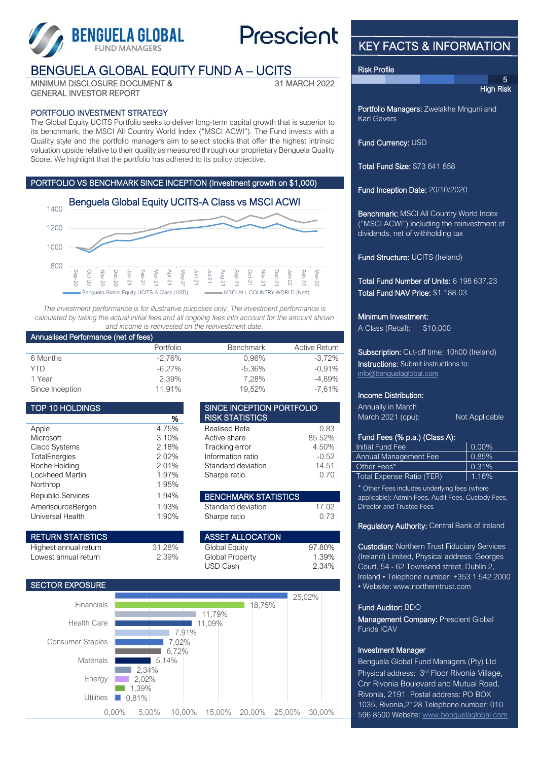BENGUELA GLOBAL FUND MANAGERS

Prescient

# BENGUELA GLOBAL EQUITY FUND A – UCITS

MINIMUM DISCLOSURE DOCUMENT & GENERAL INVESTOR REPORT — 31 MARCH 2022

## PORTFOLIO INVESTMENT STRATEGY

The Global Equity UCITS Portfolio seeks to deliver long-term capital growth that is superior to its benchmark, the MSCI All Country World Index ("MSCI ACWI"). The Fund invests with a Quality style and the portfolio managers aim to select stocks that offer the highest intrinsic valuation upside relative to their quality as measured through our proprietary Benguela Quality Score. We highlight that the portfolio has adhered to its policy objective.

## PORTFOLIO VS BENCHMARK SINCE INCEPTION (Investment growth on $1,000)

Benguela Global Equity UCITS-A Class vs MSCI ACWI

*The investment performance is for illustrative purposes only. The investment performance is calculated by taking the actual initial fees and all ongoing fees into account for the amount shown and income is reinvested on the reinvestment date.*

## Annualised Performance (net of fees)

| | Portfolio | Benchmark | Active Return |
|---|---|---|---|
| 6 Months | -2,76% | 0,96% | -3,72% |
| YTD | -6,27% | -5,36% | -0,91% |
| 1 Year | 2,39% | 7,28% | -4,89% |
| Since Inception | 11,91% | 19,52% | -7,61% |

## TOP 10 HOLDINGS

| | % |
|---|---|
| Apple | 4.75% |
| Microsoft | 3.10% |
| Cisco Systems | 2.18% |
| TotalEnergies | 2.02% |
| Roche Holding | 2.01% |
| Lockheed Martin | 1.97% |
| Northrop | 1.95% |
| Republic Services | 1.94% |
| AmerisourceBergen | 1.93% |
| Universal Health | 1.90% |

## SINCE INCEPTION PORTFOLIO RISK STATISTICS

| | |
|---|---|
| Realised Beta | 0.83 |
| Active share | 85.52% |
| Tracking error | 4.50% |
| Information ratio | -0.52 |
| Standard deviation | 14.51 |
| Sharpe ratio | 0.70 |

## BENCHMARK STATISTICS

| | |
|---|---|
| Standard deviation | 17.02 |
| Sharpe ratio | 0.73 |

## RETURN STATISTICS

| | |
|---|---|
| Highest annual return | 31.28% |
| Lowest annual return | 2.39% |

## ASSET ALLOCATION

| | |
|---|---|
| Global Equity | 97.80% |
| Global Property | 1.39% |
| USD Cash | 2.34% |

## SECTOR EXPOSURE

| Sector | % |
|---|---|
| | 25,02% |
| Financials | 18,75% |
| | 11,79% |
| Health Care | 11,09% |
| | 7,91% |
| Consumer Staples | 7,02% |
| | 6,72% |
| Materials | 5,14% |
| | 2,34% |
| Energy | 2,02% |
| | 1,39% |
| Utilities | 0,81% |

## KEY FACTS & INFORMATION

**Risk Profile:** 5 – High Risk

**Portfolio Managers:** Zwelakhe Mnguni and Karl Gevers

**Fund Currency:** USD

**Total Fund Size:** $73 641 858

**Fund Inception Date:** 20/10/2020

**Benchmark:** MSCI All Country World Index ("MSCI ACWI") including the reinvestment of dividends, net of withholding tax

**Fund Structure:** UCITS (Ireland)

**Total Fund Number of Units:** 6 198 637.23

**Total Fund NAV Price:** $1 188.03

**Minimum Investment:**
A Class (Retail): $10,000

**Subscription:** Cut-off time: 10h00 (Ireland)

**Instructions:** Submit instructions to: info@benguelaglobal.com

**Income Distribution:**
Annually in March
March 2021 (cpu): Not Applicable

**Fund Fees (% p.a.) (Class A):**

| | |
|---|---|
| Initial Fund Fee | 0.00% |
| Annual Management Fee | 0.85% |
| Other Fees* | 0.31% |
| Total Expense Ratio (TER) | 1.16% |

* Other Fees includes underlying fees (where applicable): Admin Fees, Audit Fees, Custody Fees, Director and Trustee Fees

**Regulatory Authority:** Central Bank of Ireland

**Custodian:** Northern Trust Fiduciary Services (Ireland) Limited, Physical address: Georges Court, 54 - 62 Townsend street, Dublin 2, Ireland • Telephone number: +353 1 542 2000 • Website: www.northerntrust.com

**Fund Auditor:** BDO

**Management Company:** Prescient Global Funds ICAV

**Investment Manager**
Benguela Global Fund Managers (Pty) Ltd
Physical address: 3rd Floor Rivonia Village, Cnr Rivonia Boulevard and Mutual Road, Rivonia, 2191 Postal address: PO BOX 1035, Rivonia,2128 Telephone number: 010 596 8500 Website: www.benguelaglobal.com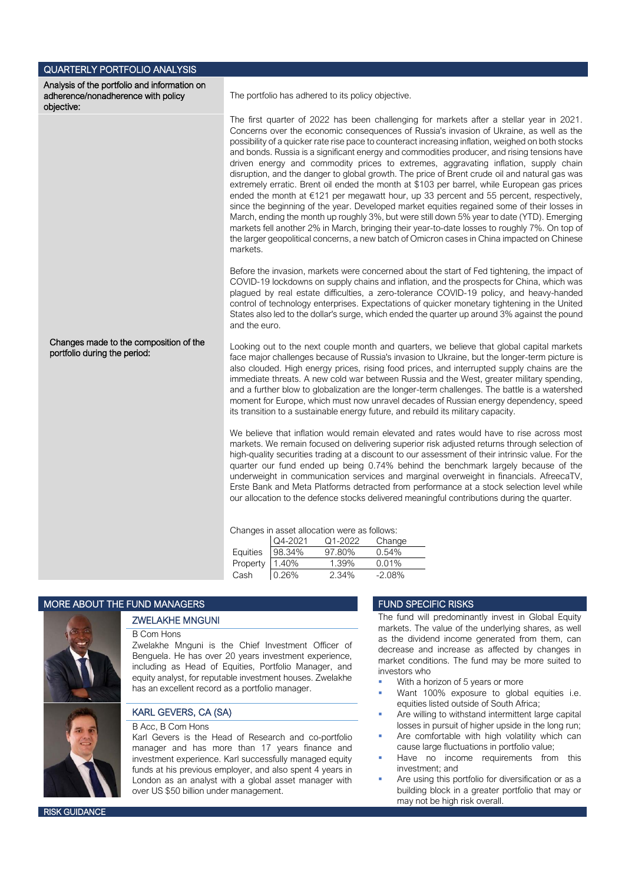## QUARTERLY PORTFOLIO ANALYSIS

**Analysis of the portfolio and information on adherence/nonadherence with policy objective:**

The portfolio has adhered to its policy objective.

**Changes made to the composition of the portfolio during the period:**

The first quarter of 2022 has been challenging for markets after a stellar year in 2021. Concerns over the economic consequences of Russia's invasion of Ukraine, as well as the possibility of a quicker rate rise pace to counteract increasing inflation, weighed on both stocks and bonds. Russia is a significant energy and commodities producer, and rising tensions have driven energy and commodity prices to extremes, aggravating inflation, supply chain disruption, and the danger to global growth. The price of Brent crude oil and natural gas was extremely erratic. Brent oil ended the month at $103 per barrel, while European gas prices ended the month at €121 per megawatt hour, up 33 percent and 55 percent, respectively, since the beginning of the year. Developed market equities regained some of their losses in March, ending the month up roughly 3%, but were still down 5% year to date (YTD). Emerging markets fell another 2% in March, bringing their year-to-date losses to roughly 7%. On top of the larger geopolitical concerns, a new batch of Omicron cases in China impacted on Chinese markets.

Before the invasion, markets were concerned about the start of Fed tightening, the impact of COVID-19 lockdowns on supply chains and inflation, and the prospects for China, which was plagued by real estate difficulties, a zero-tolerance COVID-19 policy, and heavy-handed control of technology enterprises. Expectations of quicker monetary tightening in the United States also led to the dollar's surge, which ended the quarter up around 3% against the pound and the euro.

Looking out to the next couple month and quarters, we believe that global capital markets face major challenges because of Russia's invasion to Ukraine, but the longer-term picture is also clouded. High energy prices, rising food prices, and interrupted supply chains are the immediate threats. A new cold war between Russia and the West, greater military spending, and a further blow to globalization are the longer-term challenges. The battle is a watershed moment for Europe, which must now unravel decades of Russian energy dependency, speed its transition to a sustainable energy future, and rebuild its military capacity.

We believe that inflation would remain elevated and rates would have to rise across most markets. We remain focused on delivering superior risk adjusted returns through selection of high-quality securities trading at a discount to our assessment of their intrinsic value. For the quarter our fund ended up being 0.74% behind the benchmark largely because of the underweight in communication services and marginal overweight in financials. AfreecaTV, Erste Bank and Meta Platforms detracted from performance at a stock selection level while our allocation to the defence stocks delivered meaningful contributions during the quarter.

Changes in asset allocation were as follows:

| | Q4-2021 | Q1-2022 | Change |
|---|---|---|---|
| Equities | 98.34% | 97.80% | 0.54% |
| Property | 1.40% | 1.39% | 0.01% |
| Cash | 0.26% | 2.34% | -2.08% |

## MORE ABOUT THE FUND MANAGERS

### ZWELAKHE MNGUNI

B Com Hons

Zwelakhe Mnguni is the Chief Investment Officer of Benguela. He has over 20 years investment experience, including as Head of Equities, Portfolio Manager, and equity analyst, for reputable investment houses. Zwelakhe has an excellent record as a portfolio manager.

### KARL GEVERS, CA (SA)

B Acc, B Com Hons

Karl Gevers is the Head of Research and co-portfolio manager and has more than 17 years finance and investment experience. Karl successfully managed equity funds at his previous employer, and also spent 4 years in London as an analyst with a global asset manager with over US $50 billion under management.

## FUND SPECIFIC RISKS

The fund will predominantly invest in Global Equity markets. The value of the underlying shares, as well as the dividend income generated from them, can decrease and increase as affected by changes in market conditions. The fund may be more suited to investors who

- With a horizon of 5 years or more
- Want 100% exposure to global equities i.e. equities listed outside of South Africa;
- Are willing to withstand intermittent large capital losses in pursuit of higher upside in the long run;
- Are comfortable with high volatility which can cause large fluctuations in portfolio value;
- Have no income requirements from this investment; and
- Are using this portfolio for diversification or as a building block in a greater portfolio that may or may not be high risk overall.

## RISK GUIDANCE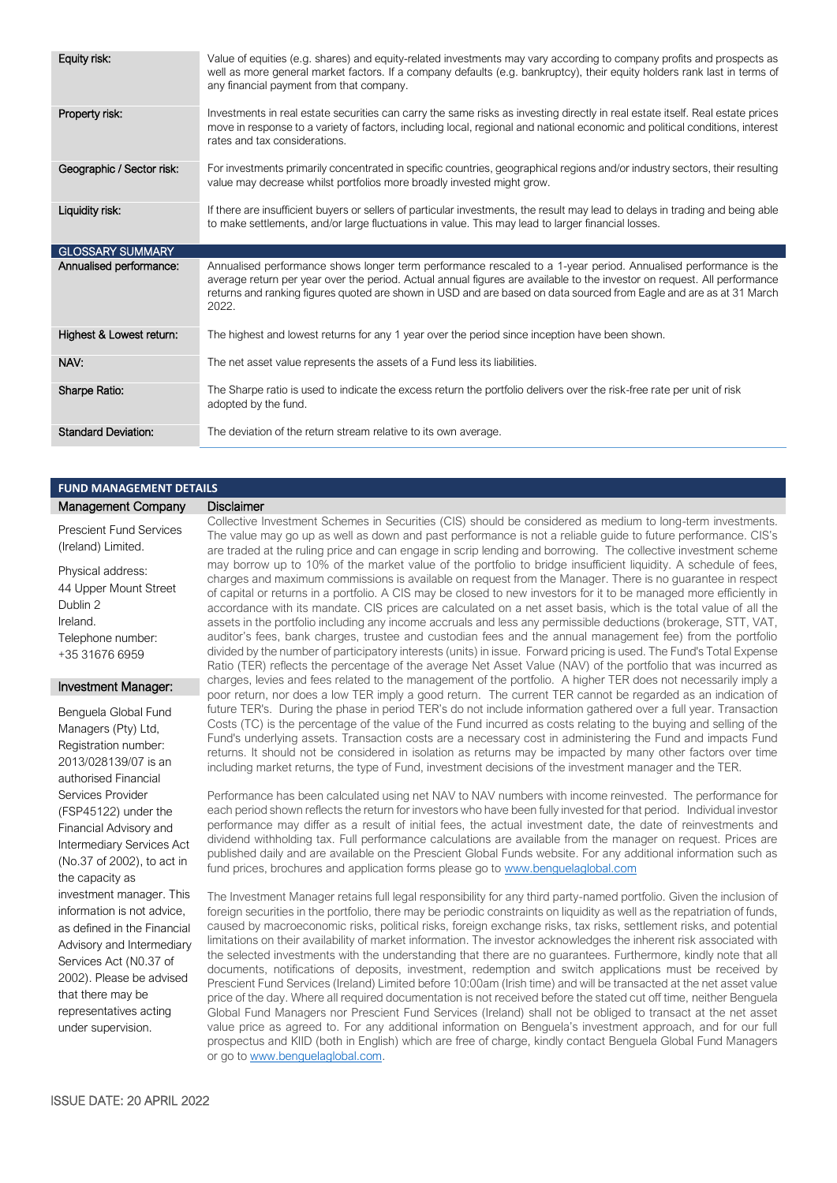| | |
|---|---|
| Equity risk: | Value of equities (e.g. shares) and equity-related investments may vary according to company profits and prospects as well as more general market factors. If a company defaults (e.g. bankruptcy), their equity holders rank last in terms of any financial payment from that company. |
| Property risk: | Investments in real estate securities can carry the same risks as investing directly in real estate itself. Real estate prices move in response to a variety of factors, including local, regional and national economic and political conditions, interest rates and tax considerations. |
| Geographic / Sector risk: | For investments primarily concentrated in specific countries, geographical regions and/or industry sectors, their resulting value may decrease whilst portfolios more broadly invested might grow. |
| Liquidity risk: | If there are insufficient buyers or sellers of particular investments, the result may lead to delays in trading and being able to make settlements, and/or large fluctuations in value. This may lead to larger financial losses. |

## GLOSSARY SUMMARY

| | |
|---|---|
| Annualised performance: | Annualised performance shows longer term performance rescaled to a 1-year period. Annualised performance is the average return per year over the period. Actual annual figures are available to the investor on request. All performance returns and ranking figures quoted are shown in USD and are based on data sourced from Eagle and are as at 31 March 2022. |
| Highest & Lowest return: | The highest and lowest returns for any 1 year over the period since inception have been shown. |
| NAV: | The net asset value represents the assets of a Fund less its liabilities. |
| Sharpe Ratio: | The Sharpe ratio is used to indicate the excess return the portfolio delivers over the risk-free rate per unit of risk adopted by the fund. |
| Standard Deviation: | The deviation of the return stream relative to its own average. |

## FUND MANAGEMENT DETAILS

### Management Company

Prescient Fund Services (Ireland) Limited.

Physical address:
44 Upper Mount Street
Dublin 2
Ireland.
Telephone number:
+35 31676 6959

### Investment Manager:

Benguela Global Fund Managers (Pty) Ltd, Registration number: 2013/028139/07 is an authorised Financial Services Provider (FSP45122) under the Financial Advisory and Intermediary Services Act (No.37 of 2002), to act in the capacity as investment manager. This information is not advice, as defined in the Financial Advisory and Intermediary Services Act (N0.37 of 2002). Please be advised that there may be representatives acting under supervision.

### Disclaimer

Collective Investment Schemes in Securities (CIS) should be considered as medium to long-term investments. The value may go up as well as down and past performance is not a reliable guide to future performance. CIS's are traded at the ruling price and can engage in scrip lending and borrowing. The collective investment scheme may borrow up to 10% of the market value of the portfolio to bridge insufficient liquidity. A schedule of fees, charges and maximum commissions is available on request from the Manager. There is no guarantee in respect of capital or returns in a portfolio. A CIS may be closed to new investors for it to be managed more efficiently in accordance with its mandate. CIS prices are calculated on a net asset basis, which is the total value of all the assets in the portfolio including any income accruals and less any permissible deductions (brokerage, STT, VAT, auditor's fees, bank charges, trustee and custodian fees and the annual management fee) from the portfolio divided by the number of participatory interests (units) in issue. Forward pricing is used. The Fund's Total Expense Ratio (TER) reflects the percentage of the average Net Asset Value (NAV) of the portfolio that was incurred as charges, levies and fees related to the management of the portfolio. A higher TER does not necessarily imply a poor return, nor does a low TER imply a good return. The current TER cannot be regarded as an indication of future TER's. During the phase in period TER's do not include information gathered over a full year. Transaction Costs (TC) is the percentage of the value of the Fund incurred as costs relating to the buying and selling of the Fund's underlying assets. Transaction costs are a necessary cost in administering the Fund and impacts Fund returns. It should not be considered in isolation as returns may be impacted by many other factors over time including market returns, the type of Fund, investment decisions of the investment manager and the TER.

Performance has been calculated using net NAV to NAV numbers with income reinvested. The performance for each period shown reflects the return for investors who have been fully invested for that period. Individual investor performance may differ as a result of initial fees, the actual investment date, the date of reinvestments and dividend withholding tax. Full performance calculations are available from the manager on request. Prices are published daily and are available on the Prescient Global Funds website. For any additional information such as fund prices, brochures and application forms please go to [www.benguelaglobal.com](www.benguelaglobal.com)

The Investment Manager retains full legal responsibility for any third party-named portfolio. Given the inclusion of foreign securities in the portfolio, there may be periodic constraints on liquidity as well as the repatriation of funds, caused by macroeconomic risks, political risks, foreign exchange risks, tax risks, settlement risks, and potential limitations on their availability of market information. The investor acknowledges the inherent risk associated with the selected investments with the understanding that there are no guarantees. Furthermore, kindly note that all documents, notifications of deposits, investment, redemption and switch applications must be received by Prescient Fund Services (Ireland) Limited before 10:00am (Irish time) and will be transacted at the net asset value price of the day. Where all required documentation is not received before the stated cut off time, neither Benguela Global Fund Managers nor Prescient Fund Services (Ireland) shall not be obliged to transact at the net asset value price as agreed to. For any additional information on Benguela's investment approach, and for our full prospectus and KIID (both in English) which are free of charge, kindly contact Benguela Global Fund Managers or go to [www.benguelaglobal.com](www.benguelaglobal.com).

ISSUE DATE: 20 APRIL 2022